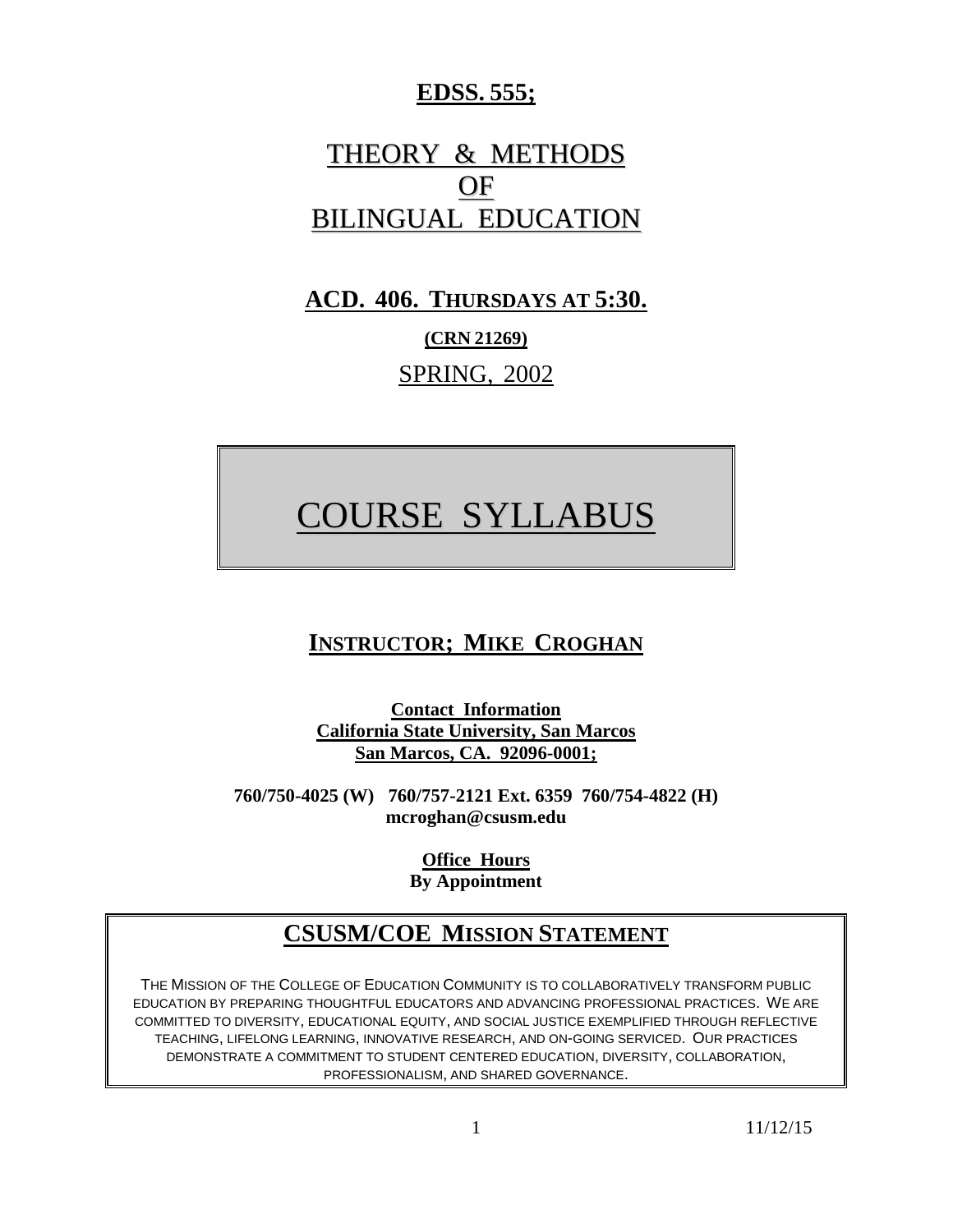# EDSS. 555;

# THEORY & METHODS OF BILINGUAL EDUCATION

## ACD. 406. THURSDAYS AT 5:30.

**(CRN 21269)**

SPRING, 2002

# COURSE SYLLABUS

## INSTRUCTOR; MIKE CROGHAN

**Contact Information**
**California State University, San Marcos**
**San Marcos, CA. 92096-0001;**

**760/750-4025 (W) 760/757-2121 Ext. 6359 760/754-4822 (H)**
**mcroghan@csusm.edu**

**Office Hours**
**By Appointment**

## CSUSM/COE MISSION STATEMENT

THE MISSION OF THE COLLEGE OF EDUCATION COMMUNITY IS TO COLLABORATIVELY TRANSFORM PUBLIC EDUCATION BY PREPARING THOUGHTFUL EDUCATORS AND ADVANCING PROFESSIONAL PRACTICES. WE ARE COMMITTED TO DIVERSITY, EDUCATIONAL EQUITY, AND SOCIAL JUSTICE EXEMPLIFIED THROUGH REFLECTIVE TEACHING, LIFELONG LEARNING, INNOVATIVE RESEARCH, AND ON-GOING SERVICED. OUR PRACTICES DEMONSTRATE A COMMITMENT TO STUDENT CENTERED EDUCATION, DIVERSITY, COLLABORATION, PROFESSIONALISM, AND SHARED GOVERNANCE.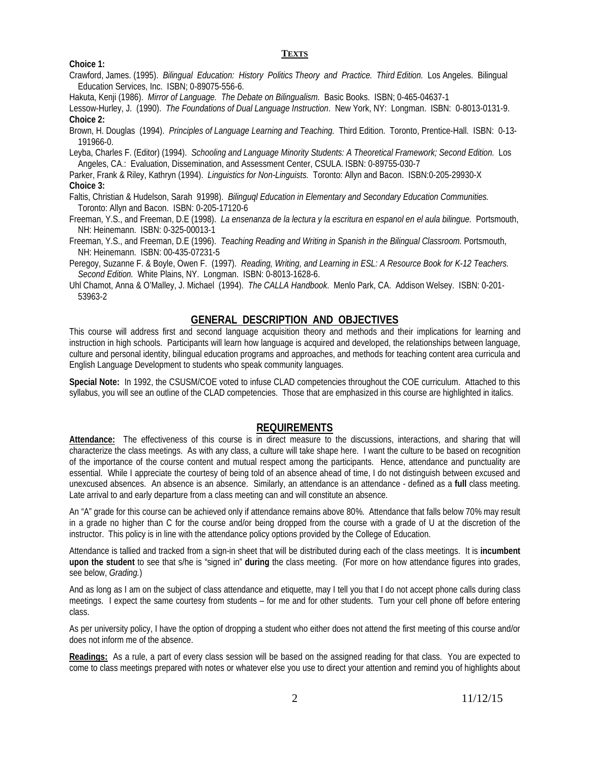## TEXTS

**Choice 1:**

Crawford, James. (1995). *Bilingual Education: History Politics Theory and Practice. Third Edition.* Los Angeles. Bilingual Education Services, Inc. ISBN; 0-89075-556-6.

Hakuta, Kenji (1986). *Mirror of Language. The Debate on Bilingualism.* Basic Books. ISBN; 0-465-04637-1

Lessow-Hurley, J. (1990). *The Foundations of Dual Language Instruction*. New York, NY: Longman. ISBN: 0-8013-0131-9.

**Choice 2:**

Brown, H. Douglas (1994). *Principles of Language Learning and Teaching.* Third Edition. Toronto, Prentice-Hall. ISBN: 0-13-191966-0.

Leyba, Charles F. (Editor) (1994). *Schooling and Language Minority Students: A Theoretical Framework; Second Edition.* Los Angeles, CA.: Evaluation, Dissemination, and Assessment Center, CSULA. ISBN: 0-89755-030-7

Parker, Frank & Riley, Kathryn (1994). *Linguistics for Non-Linguists.* Toronto: Allyn and Bacon. ISBN:0-205-29930-X

**Choice 3:**

Faltis, Christian & Hudelson, Sarah 91998). *Bilinguql Education in Elementary and Secondary Education Communities.* Toronto: Allyn and Bacon. ISBN: 0-205-17120-6

Freeman, Y.S., and Freeman, D.E (1998). *La ensenanza de la lectura y la escritura en espanol en el aula bilingue.* Portsmouth, NH: Heinemann. ISBN: 0-325-00013-1

Freeman, Y.S., and Freeman, D.E (1996). *Teaching Reading and Writing in Spanish in the Bilingual Classroom.* Portsmouth, NH: Heinemann. ISBN: 00-435-07231-5

Peregoy, Suzanne F. & Boyle, Owen F. (1997). *Reading, Writing, and Learning in ESL: A Resource Book for K-12 Teachers. Second Edition.* White Plains, NY. Longman. ISBN: 0-8013-1628-6.

Uhl Chamot, Anna & O'Malley, J. Michael (1994). *The CALLA Handbook*. Menlo Park, CA. Addison Welsey. ISBN: 0-201-53963-2

## GENERAL DESCRIPTION AND OBJECTIVES

This course will address first and second language acquisition theory and methods and their implications for learning and instruction in high schools. Participants will learn how language is acquired and developed, the relationships between language, culture and personal identity, bilingual education programs and approaches, and methods for teaching content area curricula and English Language Development to students who speak community languages.

**Special Note:** In 1992, the CSUSM/COE voted to infuse CLAD competencies throughout the COE curriculum. Attached to this syllabus, you will see an outline of the CLAD competencies. Those that are emphasized in this course are highlighted in italics.

## REQUIREMENTS

**Attendance:** The effectiveness of this course is in direct measure to the discussions, interactions, and sharing that will characterize the class meetings. As with any class, a culture will take shape here. I want the culture to be based on recognition of the importance of the course content and mutual respect among the participants. Hence, attendance and punctuality are essential. While I appreciate the courtesy of being told of an absence ahead of time, I do not distinguish between excused and unexcused absences. An absence is an absence. Similarly, an attendance is an attendance - defined as a **full** class meeting. Late arrival to and early departure from a class meeting can and will constitute an absence.

An "A" grade for this course can be achieved only if attendance remains above 80%. Attendance that falls below 70% may result in a grade no higher than C for the course and/or being dropped from the course with a grade of U at the discretion of the instructor. This policy is in line with the attendance policy options provided by the College of Education.

Attendance is tallied and tracked from a sign-in sheet that will be distributed during each of the class meetings. It is **incumbent upon the student** to see that s/he is "signed in" **during** the class meeting. (For more on how attendance figures into grades, see below, *Grading.*)

And as long as I am on the subject of class attendance and etiquette, may I tell you that I do not accept phone calls during class meetings. I expect the same courtesy from students – for me and for other students. Turn your cell phone off before entering class.

As per university policy, I have the option of dropping a student who either does not attend the first meeting of this course and/or does not inform me of the absence.

**Readings:** As a rule, a part of every class session will be based on the assigned reading for that class. You are expected to come to class meetings prepared with notes or whatever else you use to direct your attention and remind you of highlights about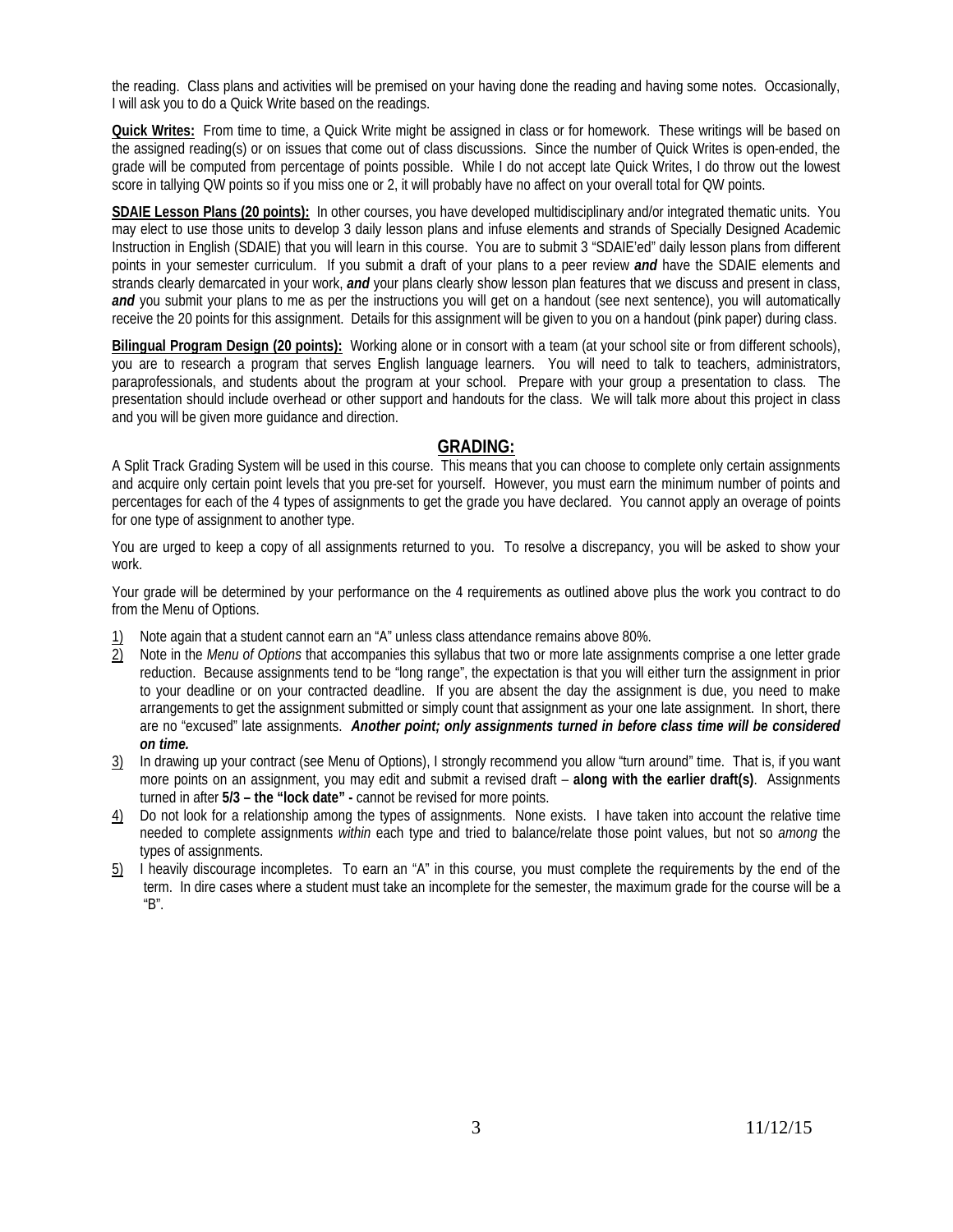the reading. Class plans and activities will be premised on your having done the reading and having some notes. Occasionally, I will ask you to do a Quick Write based on the readings.

**Quick Writes:** From time to time, a Quick Write might be assigned in class or for homework. These writings will be based on the assigned reading(s) or on issues that come out of class discussions. Since the number of Quick Writes is open-ended, the grade will be computed from percentage of points possible. While I do not accept late Quick Writes, I do throw out the lowest score in tallying QW points so if you miss one or 2, it will probably have no affect on your overall total for QW points.

**SDAIE Lesson Plans (20 points):** In other courses, you have developed multidisciplinary and/or integrated thematic units. You may elect to use those units to develop 3 daily lesson plans and infuse elements and strands of Specially Designed Academic Instruction in English (SDAIE) that you will learn in this course. You are to submit 3 "SDAIE'ed" daily lesson plans from different points in your semester curriculum. If you submit a draft of your plans to a peer review ***and*** have the SDAIE elements and strands clearly demarcated in your work, ***and*** your plans clearly show lesson plan features that we discuss and present in class, ***and*** you submit your plans to me as per the instructions you will get on a handout (see next sentence), you will automatically receive the 20 points for this assignment. Details for this assignment will be given to you on a handout (pink paper) during class.

**Bilingual Program Design (20 points):** Working alone or in consort with a team (at your school site or from different schools), you are to research a program that serves English language learners. You will need to talk to teachers, administrators, paraprofessionals, and students about the program at your school. Prepare with your group a presentation to class. The presentation should include overhead or other support and handouts for the class. We will talk more about this project in class and you will be given more guidance and direction.

## GRADING:

A Split Track Grading System will be used in this course. This means that you can choose to complete only certain assignments and acquire only certain point levels that you pre-set for yourself. However, you must earn the minimum number of points and percentages for each of the 4 types of assignments to get the grade you have declared. You cannot apply an overage of points for one type of assignment to another type.

You are urged to keep a copy of all assignments returned to you. To resolve a discrepancy, you will be asked to show your work.

Your grade will be determined by your performance on the 4 requirements as outlined above plus the work you contract to do from the Menu of Options.

1) Note again that a student cannot earn an "A" unless class attendance remains above 80%.
2) Note in the *Menu of Options* that accompanies this syllabus that two or more late assignments comprise a one letter grade reduction. Because assignments tend to be "long range", the expectation is that you will either turn the assignment in prior to your deadline or on your contracted deadline. If you are absent the day the assignment is due, you need to make arrangements to get the assignment submitted or simply count that assignment as your one late assignment. In short, there are no "excused" late assignments. ***Another point; only assignments turned in before class time will be considered on time.***
3) In drawing up your contract (see Menu of Options), I strongly recommend you allow "turn around" time. That is, if you want more points on an assignment, you may edit and submit a revised draft – **along with the earlier draft(s)**. Assignments turned in after **5/3 – the "lock date" -** cannot be revised for more points.
4) Do not look for a relationship among the types of assignments. None exists. I have taken into account the relative time needed to complete assignments *within* each type and tried to balance/relate those point values, but not so *among* the types of assignments.
5) I heavily discourage incompletes. To earn an "A" in this course, you must complete the requirements by the end of the term. In dire cases where a student must take an incomplete for the semester, the maximum grade for the course will be a "B".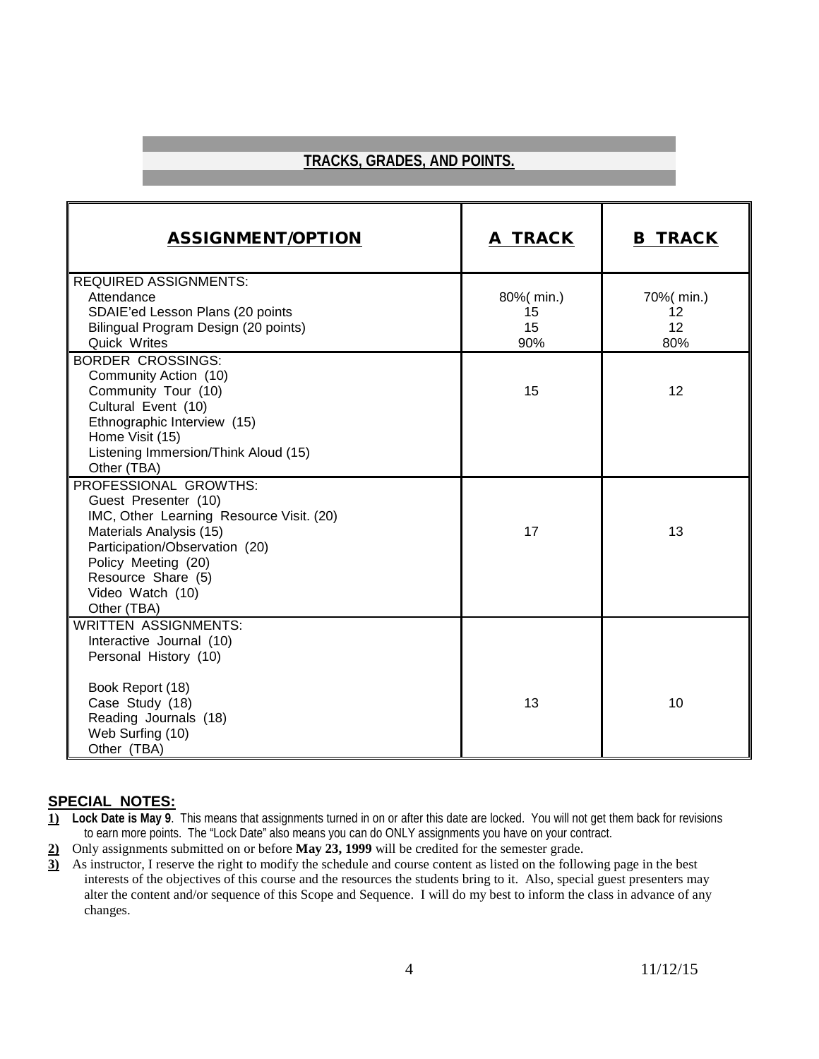## TRACKS, GRADES, AND POINTS.

| ASSIGNMENT/OPTION | A TRACK | B TRACK |
|---|---|---|
| REQUIRED ASSIGNMENTS:<br>Attendance<br>SDAIE'ed Lesson Plans (20 points<br>Bilingual Program Design (20 points)<br>Quick Writes | <br>80%( min.)<br>15<br>15<br>90% | <br>70%( min.)<br>12<br>12<br>80% |
| BORDER CROSSINGS:<br>Community Action (10)<br>Community Tour (10)<br>Cultural Event (10)<br>Ethnographic Interview (15)<br>Home Visit (15)<br>Listening Immersion/Think Aloud (15)<br>Other (TBA) | 15 | 12 |
| PROFESSIONAL GROWTHS:<br>Guest Presenter (10)<br>IMC, Other Learning Resource Visit. (20)<br>Materials Analysis (15)<br>Participation/Observation (20)<br>Policy Meeting (20)<br>Resource Share (5)<br>Video Watch (10)<br>Other (TBA) | 17 | 13 |
| WRITTEN ASSIGNMENTS:<br>Interactive Journal (10)<br>Personal History (10)<br><br>Book Report (18)<br>Case Study (18)<br>Reading Journals (18)<br>Web Surfing (10)<br>Other (TBA) | 13 | 10 |

### SPECIAL NOTES:

1) **Lock Date is May 9**. This means that assignments turned in on or after this date are locked. You will not get them back for revisions to earn more points. The "Lock Date" also means you can do ONLY assignments you have on your contract.
2) Only assignments submitted on or before **May 23, 1999** will be credited for the semester grade.
3) As instructor, I reserve the right to modify the schedule and course content as listed on the following page in the best interests of the objectives of this course and the resources the students bring to it. Also, special guest presenters may alter the content and/or sequence of this Scope and Sequence. I will do my best to inform the class in advance of any changes.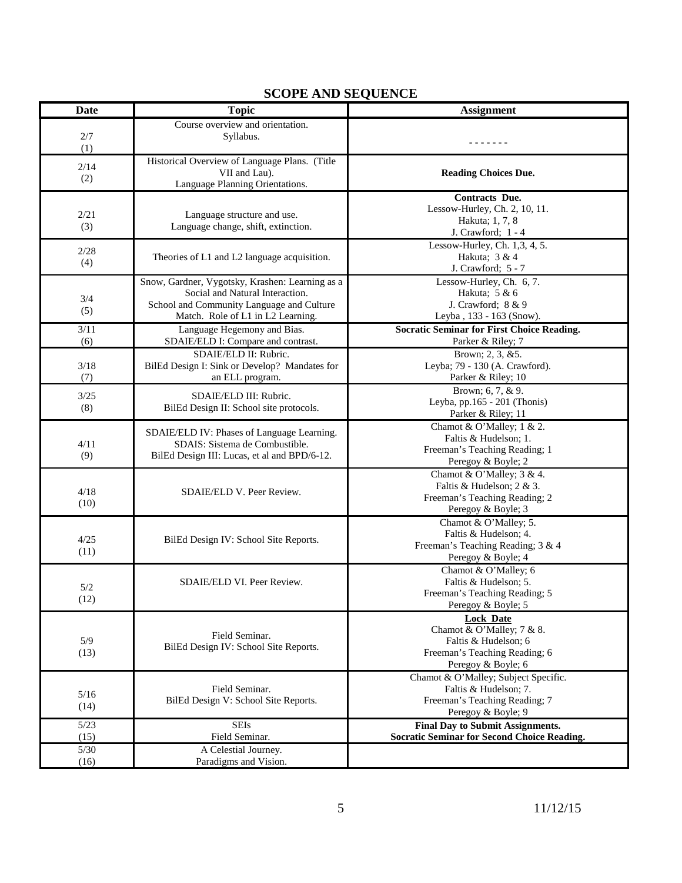## SCOPE AND SEQUENCE

| Date | Topic | Assignment |
|---|---|---|
| 2/7 (1) | Course overview and orientation. Syllabus. | - - - - - - - |
| 2/14 (2) | Historical Overview of Language Plans. (Title VII and Lau). Language Planning Orientations. | **Reading Choices Due.** |
| 2/21 (3) | Language structure and use. Language change, shift, extinction. | **Contracts Due.** Lessow-Hurley, Ch. 2, 10, 11. Hakuta; 1, 7, 8 J. Crawford; 1 - 4 |
| 2/28 (4) | Theories of L1 and L2 language acquisition. | Lessow-Hurley, Ch. 1,3, 4, 5. Hakuta; 3 & 4 J. Crawford; 5 - 7 |
| 3/4 (5) | Snow, Gardner, Vygotsky, Krashen: Learning as a Social and Natural Interaction. School and Community Language and Culture Match. Role of L1 in L2 Learning. | Lessow-Hurley, Ch. 6, 7. Hakuta; 5 & 6 J. Crawford; 8 & 9 Leyba , 133 - 163 (Snow). |
| 3/11 (6) | Language Hegemony and Bias. SDAIE/ELD I: Compare and contrast. | **Socratic Seminar for First Choice Reading.** Parker & Riley; 7 |
| 3/18 (7) | SDAIE/ELD II: Rubric. BilEd Design I: Sink or Develop? Mandates for an ELL program. | Brown; 2, 3, &5. Leyba; 79 - 130 (A. Crawford). Parker & Riley; 10 |
| 3/25 (8) | SDAIE/ELD III: Rubric. BilEd Design II: School site protocols. | Brown; 6, 7, & 9. Leyba, pp.165 - 201 (Thonis) Parker & Riley; 11 |
| 4/11 (9) | SDAIE/ELD IV: Phases of Language Learning. SDAIS: Sistema de Combustible. BilEd Design III: Lucas, et al and BPD/6-12. | Chamot & O'Malley; 1 & 2. Faltis & Hudelson; 1. Freeman's Teaching Reading; 1 Peregoy & Boyle; 2 |
| 4/18 (10) | SDAIE/ELD V. Peer Review. | Chamot & O'Malley; 3 & 4. Faltis & Hudelson; 2 & 3. Freeman's Teaching Reading; 2 Peregoy & Boyle; 3 |
| 4/25 (11) | BilEd Design IV: School Site Reports. | Chamot & O'Malley; 5. Faltis & Hudelson; 4. Freeman's Teaching Reading; 3 & 4 Peregoy & Boyle; 4 |
| 5/2 (12) | SDAIE/ELD VI. Peer Review. | Chamot & O'Malley; 6 Faltis & Hudelson; 5. Freeman's Teaching Reading; 5 Peregoy & Boyle; 5 |
| 5/9 (13) | Field Seminar. BilEd Design IV: School Site Reports. | **Lock Date** Chamot & O'Malley; 7 & 8. Faltis & Hudelson; 6 Freeman's Teaching Reading; 6 Peregoy & Boyle; 6 |
| 5/16 (14) | Field Seminar. BilEd Design V: School Site Reports. | Chamot & O'Malley; Subject Specific. Faltis & Hudelson; 7. Freeman's Teaching Reading; 7 Peregoy & Boyle; 9 |
| 5/23 (15) | SEIs Field Seminar. | **Final Day to Submit Assignments. Socratic Seminar for Second Choice Reading.** |
| 5/30 (16) | A Celestial Journey. Paradigms and Vision. | |